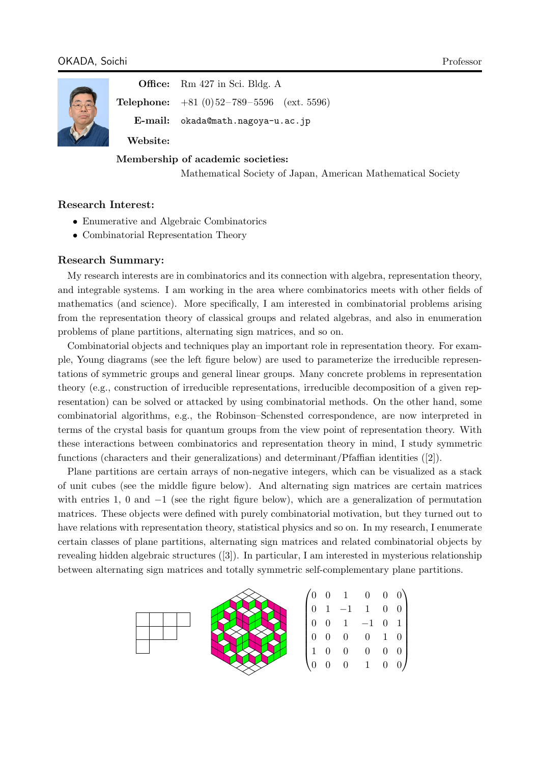OKADA, Soichi — Professor

**Office:** Rm 427 in Sci. Bldg. A

**Telephone:** +81 (0)52–789–5596 (ext. 5596)

**E-mail:** okada@math.nagoya-u.ac.jp

**Website:**

**Membership of academic societies:**

Mathematical Society of Japan, American Mathematical Society

## Research Interest:

- Enumerative and Algebraic Combinatorics
- Combinatorial Representation Theory

## Research Summary:

My research interests are in combinatorics and its connection with algebra, representation theory, and integrable systems. I am working in the area where combinatorics meets with other fields of mathematics (and science). More specifically, I am interested in combinatorial problems arising from the representation theory of classical groups and related algebras, and also in enumeration problems of plane partitions, alternating sign matrices, and so on.

Combinatorial objects and techniques play an important role in representation theory. For example, Young diagrams (see the left figure below) are used to parameterize the irreducible representations of symmetric groups and general linear groups. Many concrete problems in representation theory (e.g., construction of irreducible representations, irreducible decomposition of a given representation) can be solved or attacked by using combinatorial methods. On the other hand, some combinatorial algorithms, e.g., the Robinson–Schensted correspondence, are now interpreted in terms of the crystal basis for quantum groups from the view point of representation theory. With these interactions between combinatorics and representation theory in mind, I study symmetric functions (characters and their generalizations) and determinant/Pfaffian identities ([2]).

Plane partitions are certain arrays of non-negative integers, which can be visualized as a stack of unit cubes (see the middle figure below). And alternating sign matrices are certain matrices with entries 1, 0 and $-1$ (see the right figure below), which are a generalization of permutation matrices. These objects were defined with purely combinatorial motivation, but they turned out to have relations with representation theory, statistical physics and so on. In my research, I enumerate certain classes of plane partitions, alternating sign matrices and related combinatorial objects by revealing hidden algebraic structures ([3]). In particular, I am interested in mysterious relationship between alternating sign matrices and totally symmetric self-complementary plane partitions.

$$
\begin{pmatrix}
0 & 0 & 1 & 0 & 0 & 0 \\
0 & 1 & -1 & 1 & 0 & 0 \\
0 & 0 & 1 & -1 & 0 & 1 \\
0 & 0 & 0 & 0 & 1 & 0 \\
1 & 0 & 0 & 0 & 0 & 0 \\
0 & 0 & 0 & 1 & 0 & 0
\end{pmatrix}
$$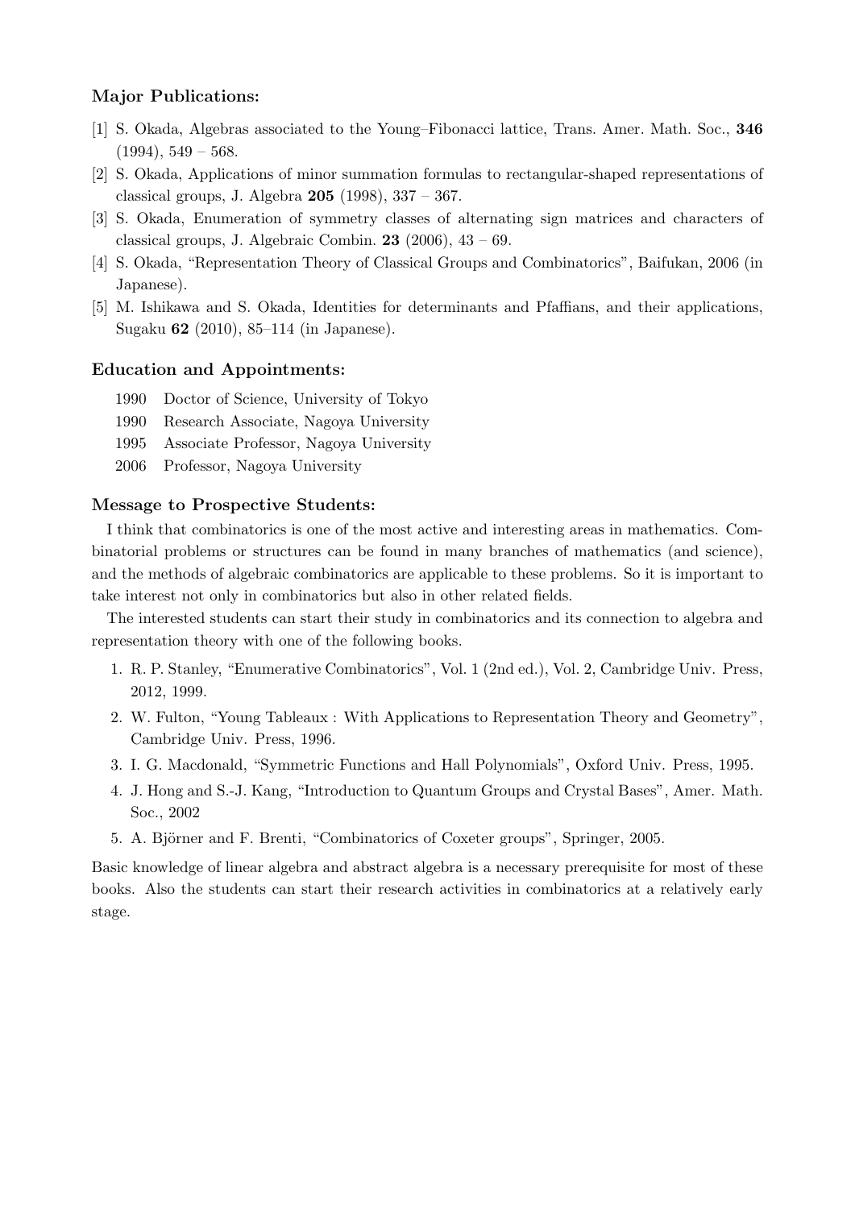### Major Publications:

[1] S. Okada, Algebras associated to the Young–Fibonacci lattice, Trans. Amer. Math. Soc., **346** (1994), 549 – 568.

[2] S. Okada, Applications of minor summation formulas to rectangular-shaped representations of classical groups, J. Algebra **205** (1998), 337 – 367.

[3] S. Okada, Enumeration of symmetry classes of alternating sign matrices and characters of classical groups, J. Algebraic Combin. **23** (2006), 43 – 69.

[4] S. Okada, "Representation Theory of Classical Groups and Combinatorics", Baifukan, 2006 (in Japanese).

[5] M. Ishikawa and S. Okada, Identities for determinants and Pfaffians, and their applications, Sugaku **62** (2010), 85–114 (in Japanese).

### Education and Appointments:

1990 Doctor of Science, University of Tokyo

1990 Research Associate, Nagoya University

1995 Associate Professor, Nagoya University

2006 Professor, Nagoya University

### Message to Prospective Students:

I think that combinatorics is one of the most active and interesting areas in mathematics. Combinatorial problems or structures can be found in many branches of mathematics (and science), and the methods of algebraic combinatorics are applicable to these problems. So it is important to take interest not only in combinatorics but also in other related fields.

The interested students can start their study in combinatorics and its connection to algebra and representation theory with one of the following books.

1. R. P. Stanley, "Enumerative Combinatorics", Vol. 1 (2nd ed.), Vol. 2, Cambridge Univ. Press, 2012, 1999.
2. W. Fulton, "Young Tableaux : With Applications to Representation Theory and Geometry", Cambridge Univ. Press, 1996.
3. I. G. Macdonald, "Symmetric Functions and Hall Polynomials", Oxford Univ. Press, 1995.
4. J. Hong and S.-J. Kang, "Introduction to Quantum Groups and Crystal Bases", Amer. Math. Soc., 2002
5. A. Björner and F. Brenti, "Combinatorics of Coxeter groups", Springer, 2005.

Basic knowledge of linear algebra and abstract algebra is a necessary prerequisite for most of these books. Also the students can start their research activities in combinatorics at a relatively early stage.